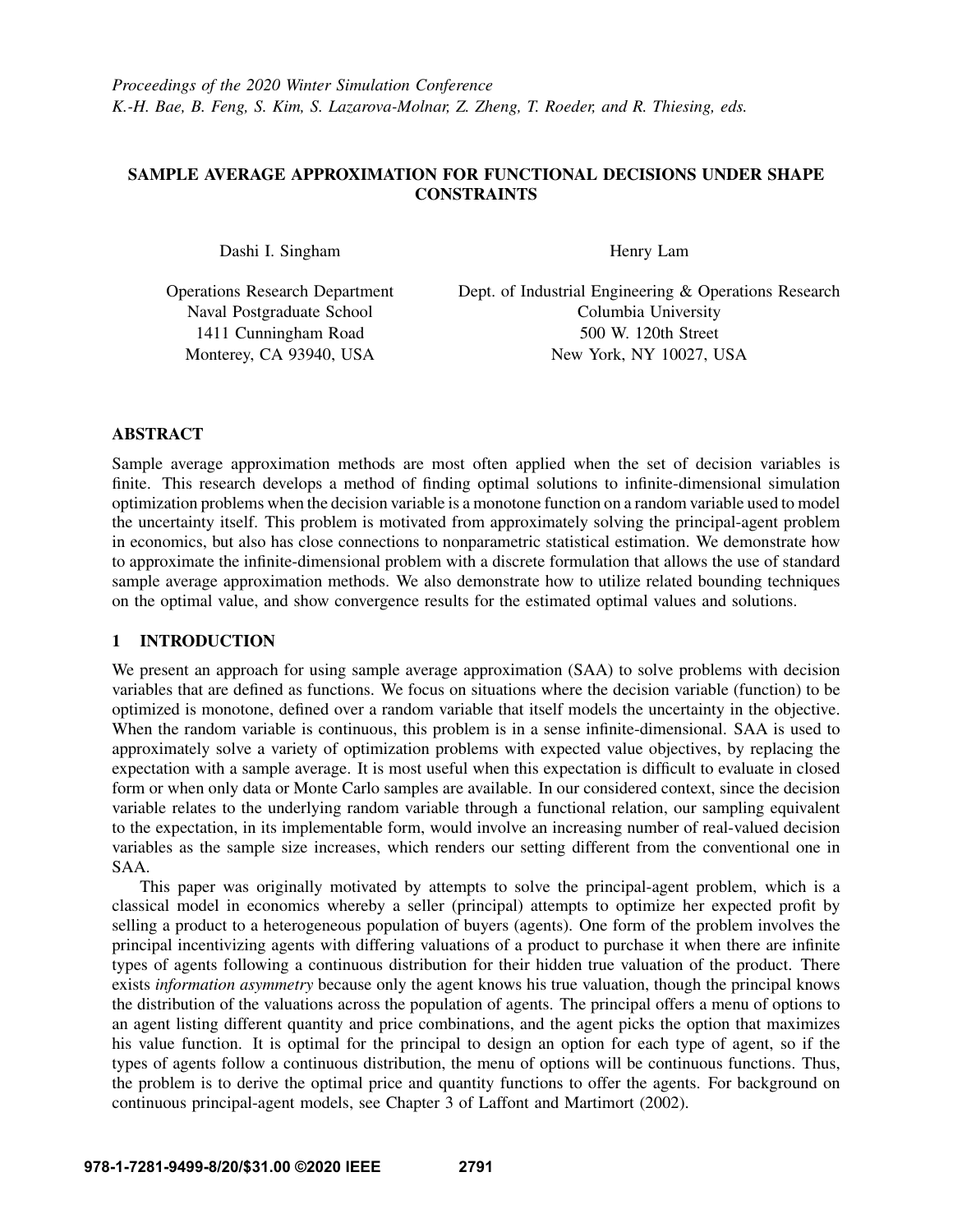# SAMPLE AVERAGE APPROXIMATION FOR FUNCTIONAL DECISIONS UNDER SHAPE CONSTRAINTS

Dashi I. Singham

Operations Research Department
Naval Postgraduate School
1411 Cunningham Road
Monterey, CA 93940, USA

Henry Lam

Dept. of Industrial Engineering & Operations Research
Columbia University
500 W. 120th Street
New York, NY 10027, USA

## ABSTRACT

Sample average approximation methods are most often applied when the set of decision variables is finite. This research develops a method of finding optimal solutions to infinite-dimensional simulation optimization problems when the decision variable is a monotone function on a random variable used to model the uncertainty itself. This problem is motivated from approximately solving the principal-agent problem in economics, but also has close connections to nonparametric statistical estimation. We demonstrate how to approximate the infinite-dimensional problem with a discrete formulation that allows the use of standard sample average approximation methods. We also demonstrate how to utilize related bounding techniques on the optimal value, and show convergence results for the estimated optimal values and solutions.

## 1 INTRODUCTION

We present an approach for using sample average approximation (SAA) to solve problems with decision variables that are defined as functions. We focus on situations where the decision variable (function) to be optimized is monotone, defined over a random variable that itself models the uncertainty in the objective. When the random variable is continuous, this problem is in a sense infinite-dimensional. SAA is used to approximately solve a variety of optimization problems with expected value objectives, by replacing the expectation with a sample average. It is most useful when this expectation is difficult to evaluate in closed form or when only data or Monte Carlo samples are available. In our considered context, since the decision variable relates to the underlying random variable through a functional relation, our sampling equivalent to the expectation, in its implementable form, would involve an increasing number of real-valued decision variables as the sample size increases, which renders our setting different from the conventional one in SAA.

This paper was originally motivated by attempts to solve the principal-agent problem, which is a classical model in economics whereby a seller (principal) attempts to optimize her expected profit by selling a product to a heterogeneous population of buyers (agents). One form of the problem involves the principal incentivizing agents with differing valuations of a product to purchase it when there are infinite types of agents following a continuous distribution for their hidden true valuation of the product. There exists *information asymmetry* because only the agent knows his true valuation, though the principal knows the distribution of the valuations across the population of agents. The principal offers a menu of options to an agent listing different quantity and price combinations, and the agent picks the option that maximizes his value function. It is optimal for the principal to design an option for each type of agent, so if the types of agents follow a continuous distribution, the menu of options will be continuous functions. Thus, the problem is to derive the optimal price and quantity functions to offer the agents. For background on continuous principal-agent models, see Chapter 3 of Laffont and Martimort (2002).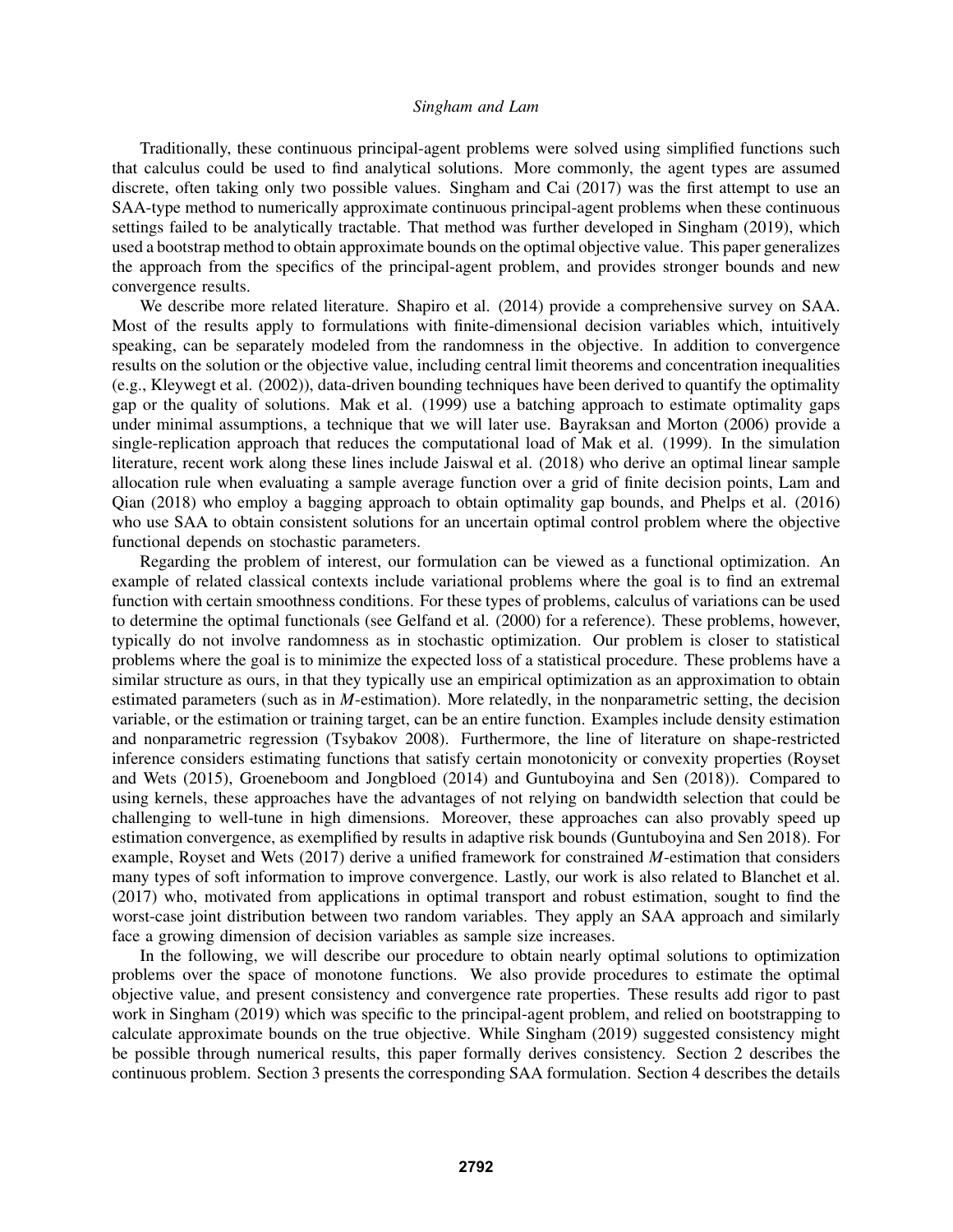Traditionally, these continuous principal-agent problems were solved using simplified functions such that calculus could be used to find analytical solutions. More commonly, the agent types are assumed discrete, often taking only two possible values. Singham and Cai (2017) was the first attempt to use an SAA-type method to numerically approximate continuous principal-agent problems when these continuous settings failed to be analytically tractable. That method was further developed in Singham (2019), which used a bootstrap method to obtain approximate bounds on the optimal objective value. This paper generalizes the approach from the specifics of the principal-agent problem, and provides stronger bounds and new convergence results.

We describe more related literature. Shapiro et al. (2014) provide a comprehensive survey on SAA. Most of the results apply to formulations with finite-dimensional decision variables which, intuitively speaking, can be separately modeled from the randomness in the objective. In addition to convergence results on the solution or the objective value, including central limit theorems and concentration inequalities (e.g., Kleywegt et al. (2002)), data-driven bounding techniques have been derived to quantify the optimality gap or the quality of solutions. Mak et al. (1999) use a batching approach to estimate optimality gaps under minimal assumptions, a technique that we will later use. Bayraksan and Morton (2006) provide a single-replication approach that reduces the computational load of Mak et al. (1999). In the simulation literature, recent work along these lines include Jaiswal et al. (2018) who derive an optimal linear sample allocation rule when evaluating a sample average function over a grid of finite decision points, Lam and Qian (2018) who employ a bagging approach to obtain optimality gap bounds, and Phelps et al. (2016) who use SAA to obtain consistent solutions for an uncertain optimal control problem where the objective functional depends on stochastic parameters.

Regarding the problem of interest, our formulation can be viewed as a functional optimization. An example of related classical contexts include variational problems where the goal is to find an extremal function with certain smoothness conditions. For these types of problems, calculus of variations can be used to determine the optimal functionals (see Gelfand et al. (2000) for a reference). These problems, however, typically do not involve randomness as in stochastic optimization. Our problem is closer to statistical problems where the goal is to minimize the expected loss of a statistical procedure. These problems have a similar structure as ours, in that they typically use an empirical optimization as an approximation to obtain estimated parameters (such as in *M*-estimation). More relatedly, in the nonparametric setting, the decision variable, or the estimation or training target, can be an entire function. Examples include density estimation and nonparametric regression (Tsybakov 2008). Furthermore, the line of literature on shape-restricted inference considers estimating functions that satisfy certain monotonicity or convexity properties (Royset and Wets (2015), Groeneboom and Jongbloed (2014) and Guntuboyina and Sen (2018)). Compared to using kernels, these approaches have the advantages of not relying on bandwidth selection that could be challenging to well-tune in high dimensions. Moreover, these approaches can also provably speed up estimation convergence, as exemplified by results in adaptive risk bounds (Guntuboyina and Sen 2018). For example, Royset and Wets (2017) derive a unified framework for constrained *M*-estimation that considers many types of soft information to improve convergence. Lastly, our work is also related to Blanchet et al. (2017) who, motivated from applications in optimal transport and robust estimation, sought to find the worst-case joint distribution between two random variables. They apply an SAA approach and similarly face a growing dimension of decision variables as sample size increases.

In the following, we will describe our procedure to obtain nearly optimal solutions to optimization problems over the space of monotone functions. We also provide procedures to estimate the optimal objective value, and present consistency and convergence rate properties. These results add rigor to past work in Singham (2019) which was specific to the principal-agent problem, and relied on bootstrapping to calculate approximate bounds on the true objective. While Singham (2019) suggested consistency might be possible through numerical results, this paper formally derives consistency. Section 2 describes the continuous problem. Section 3 presents the corresponding SAA formulation. Section 4 describes the details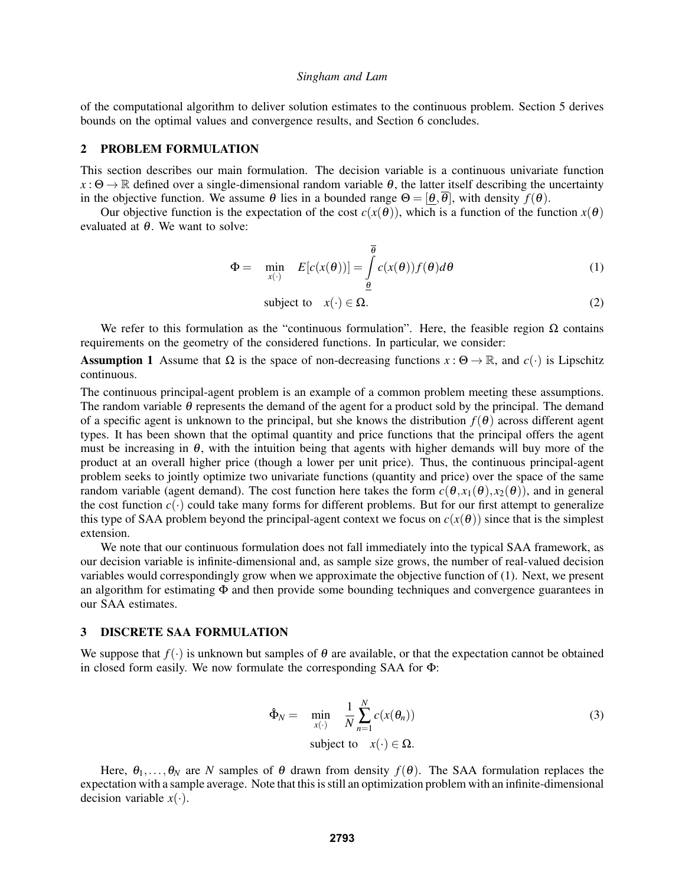of the computational algorithm to deliver solution estimates to the continuous problem. Section 5 derives bounds on the optimal values and convergence results, and Section 6 concludes.

## 2 PROBLEM FORMULATION

This section describes our main formulation. The decision variable is a continuous univariate function $x : \Theta \to \mathbb{R}$ defined over a single-dimensional random variable $\theta$, the latter itself describing the uncertainty in the objective function. We assume $\theta$ lies in a bounded range $\Theta = [\underline{\theta}, \overline{\theta}]$, with density $f(\theta)$.

Our objective function is the expectation of the cost $c(x(\theta))$, which is a function of the function $x(\theta)$ evaluated at $\theta$. We want to solve:

$$\Phi = \min_{x(\cdot)} \quad E[c(x(\theta))] = \int_{\underline{\theta}}^{\overline{\theta}} c(x(\theta)) f(\theta) d\theta \tag{1}$$

$$\text{subject to} \quad x(\cdot) \in \Omega. \tag{2}$$

We refer to this formulation as the "continuous formulation". Here, the feasible region $\Omega$ contains requirements on the geometry of the considered functions. In particular, we consider:

**Assumption 1** Assume that $\Omega$ is the space of non-decreasing functions $x : \Theta \to \mathbb{R}$, and $c(\cdot)$ is Lipschitz continuous.

The continuous principal-agent problem is an example of a common problem meeting these assumptions. The random variable $\theta$ represents the demand of the agent for a product sold by the principal. The demand of a specific agent is unknown to the principal, but she knows the distribution $f(\theta)$ across different agent types. It has been shown that the optimal quantity and price functions that the principal offers the agent must be increasing in $\theta$, with the intuition being that agents with higher demands will buy more of the product at an overall higher price (though a lower per unit price). Thus, the continuous principal-agent problem seeks to jointly optimize two univariate functions (quantity and price) over the space of the same random variable (agent demand). The cost function here takes the form $c(\theta, x_1(\theta), x_2(\theta))$, and in general the cost function $c(\cdot)$ could take many forms for different problems. But for our first attempt to generalize this type of SAA problem beyond the principal-agent context we focus on $c(x(\theta))$ since that is the simplest extension.

We note that our continuous formulation does not fall immediately into the typical SAA framework, as our decision variable is infinite-dimensional and, as sample size grows, the number of real-valued decision variables would correspondingly grow when we approximate the objective function of (1). Next, we present an algorithm for estimating $\Phi$ and then provide some bounding techniques and convergence guarantees in our SAA estimates.

## 3 DISCRETE SAA FORMULATION

We suppose that $f(\cdot)$ is unknown but samples of $\theta$ are available, or that the expectation cannot be obtained in closed form easily. We now formulate the corresponding SAA for $\Phi$:

$$\hat{\Phi}_N = \min_{x(\cdot)} \quad \frac{1}{N} \sum_{n=1}^{N} c(x(\theta_n)) \tag{3}$$

$$\text{subject to} \quad x(\cdot) \in \Omega.$$

Here, $\theta_1, \ldots, \theta_N$ are $N$ samples of $\theta$ drawn from density $f(\theta)$. The SAA formulation replaces the expectation with a sample average. Note that this is still an optimization problem with an infinite-dimensional decision variable $x(\cdot)$.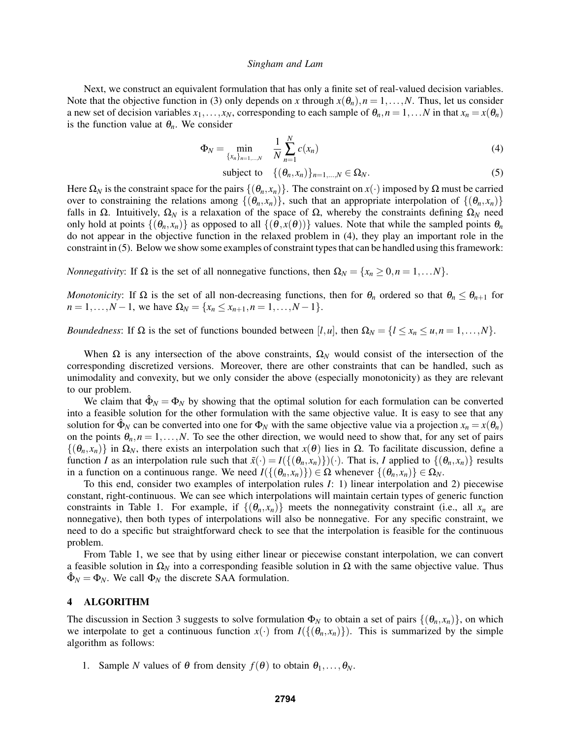Next, we construct an equivalent formulation that has only a finite set of real-valued decision variables. Note that the objective function in (3) only depends on $x$ through $x(\theta_n), n = 1,\ldots,N$. Thus, let us consider a new set of decision variables $x_1,\ldots,x_N$, corresponding to each sample of $\theta_n, n = 1,\ldots N$ in that $x_n = x(\theta_n)$ is the function value at $\theta_n$. We consider

$$\Phi_N = \min_{\{x_n\}_{n=1,\ldots,N}} \quad \frac{1}{N}\sum_{n=1}^{N} c(x_n) \tag{4}$$

$$\text{subject to} \quad \{(\theta_n, x_n)\}_{n=1,\ldots,N} \in \Omega_N. \tag{5}$$

Here $\Omega_N$ is the constraint space for the pairs $\{(\theta_n, x_n)\}$. The constraint on $x(\cdot)$ imposed by $\Omega$ must be carried over to constraining the relations among $\{(\theta_n, x_n)\}$, such that an appropriate interpolation of $\{(\theta_n, x_n)\}$ falls in $\Omega$. Intuitively, $\Omega_N$ is a relaxation of the space of $\Omega$, whereby the constraints defining $\Omega_N$ need only hold at points $\{(\theta_n, x_n)\}$ as opposed to all $\{(\theta, x(\theta))\}$ values. Note that while the sampled points $\theta_n$ do not appear in the objective function in the relaxed problem in (4), they play an important role in the constraint in (5). Below we show some examples of constraint types that can be handled using this framework:

*Nonnegativity*: If $\Omega$ is the set of all nonnegative functions, then $\Omega_N = \{x_n \geq 0, n = 1,\ldots N\}$.

*Monotonicity*: If $\Omega$ is the set of all non-decreasing functions, then for $\theta_n$ ordered so that $\theta_n \leq \theta_{n+1}$ for $n = 1,\ldots,N-1$, we have $\Omega_N = \{x_n \leq x_{n+1}, n = 1,\ldots,N-1\}$.

*Boundedness*: If $\Omega$ is the set of functions bounded between $[l,u]$, then $\Omega_N = \{l \leq x_n \leq u, n = 1,\ldots,N\}$.

When $\Omega$ is any intersection of the above constraints, $\Omega_N$ would consist of the intersection of the corresponding discretized versions. Moreover, there are other constraints that can be handled, such as unimodality and convexity, but we only consider the above (especially monotonicity) as they are relevant to our problem.

We claim that $\hat{\Phi}_N = \Phi_N$ by showing that the optimal solution for each formulation can be converted into a feasible solution for the other formulation with the same objective value. It is easy to see that any solution for $\hat{\Phi}_N$ can be converted into one for $\Phi_N$ with the same objective value via a projection $x_n = x(\theta_n)$ on the points $\theta_n, n = 1,\ldots,N$. To see the other direction, we would need to show that, for any set of pairs $\{(\theta_n, x_n)\}$ in $\Omega_N$, there exists an interpolation such that $x(\theta)$ lies in $\Omega$. To facilitate discussion, define a function $I$ as an interpolation rule such that $\tilde{x}(\cdot) = I(\{(\theta_n, x_n)\})(\cdot)$. That is, $I$ applied to $\{(\theta_n, x_n)\}$ results in a function on a continuous range. We need $I(\{(\theta_n, x_n)\}) \in \Omega$ whenever $\{(\theta_n, x_n)\} \in \Omega_N$.

To this end, consider two examples of interpolation rules $I$: 1) linear interpolation and 2) piecewise constant, right-continuous. We can see which interpolations will maintain certain types of generic function constraints in Table 1. For example, if $\{(\theta_n, x_n)\}$ meets the nonnegativity constraint (i.e., all $x_n$ are nonnegative), then both types of interpolations will also be nonnegative. For any specific constraint, we need to do a specific but straightforward check to see that the interpolation is feasible for the continuous problem.

From Table 1, we see that by using either linear or piecewise constant interpolation, we can convert a feasible solution in $\Omega_N$ into a corresponding feasible solution in $\Omega$ with the same objective value. Thus $\hat{\Phi}_N = \Phi_N$. We call $\Phi_N$ the discrete SAA formulation.

## 4 ALGORITHM

The discussion in Section 3 suggests to solve formulation $\Phi_N$ to obtain a set of pairs $\{(\theta_n, x_n)\}$, on which we interpolate to get a continuous function $x(\cdot)$ from $I(\{(\theta_n, x_n)\})$. This is summarized by the simple algorithm as follows:

1. Sample $N$ values of $\theta$ from density $f(\theta)$ to obtain $\theta_1,\ldots,\theta_N$.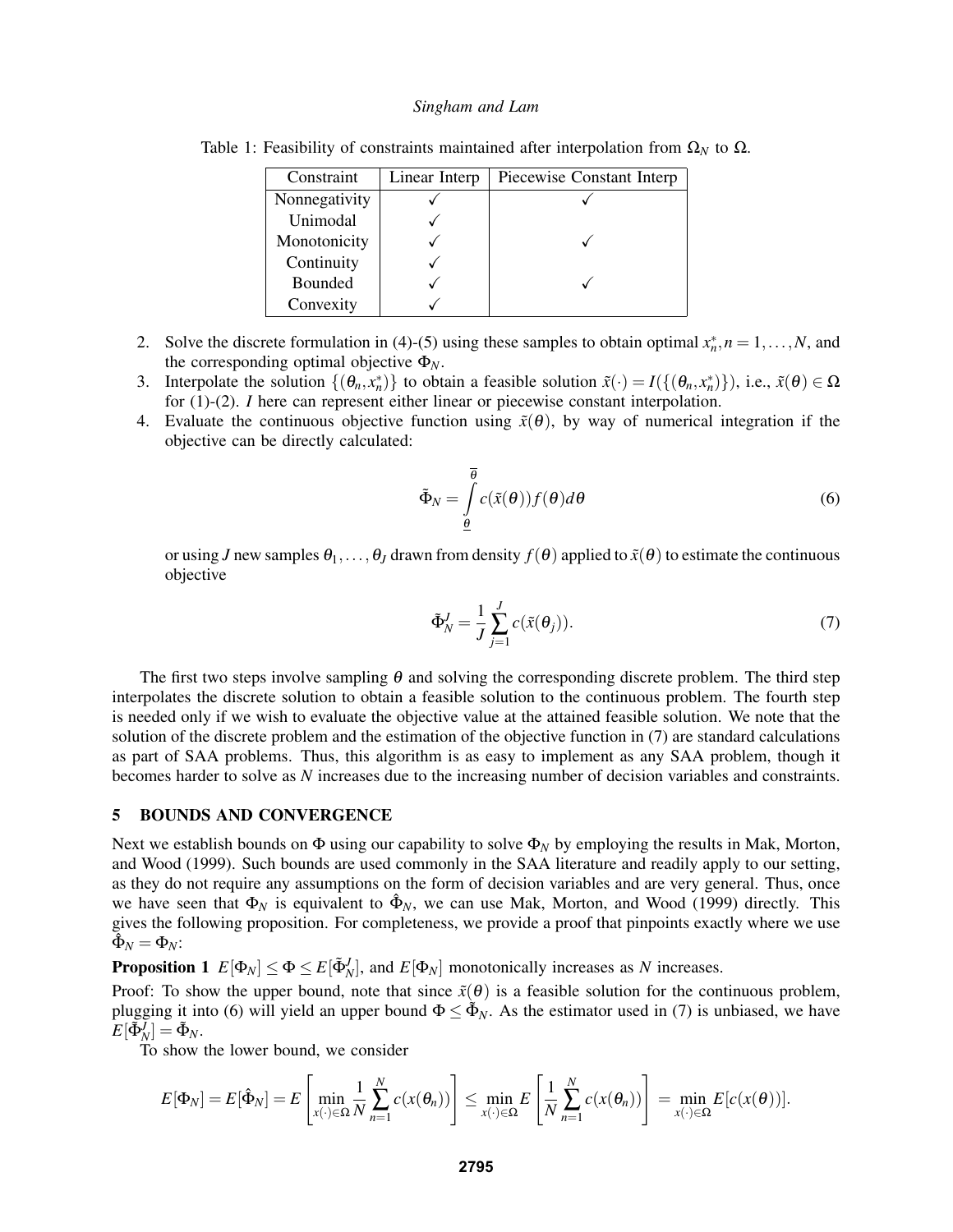Table 1: Feasibility of constraints maintained after interpolation from $\Omega_N$ to $\Omega$.

| Constraint | Linear Interp | Piecewise Constant Interp |
|---|---|---|
| Nonnegativity | ✓ | ✓ |
| Unimodal | ✓ | |
| Monotonicity | ✓ | ✓ |
| Continuity | ✓ | |
| Bounded | ✓ | ✓ |
| Convexity | ✓ | |

2. Solve the discrete formulation in (4)-(5) using these samples to obtain optimal $x_n^*, n = 1, \ldots, N$, and the corresponding optimal objective $\Phi_N$.
3. Interpolate the solution $\{(\theta_n, x_n^*)\}$ to obtain a feasible solution $\tilde{x}(\cdot) = I(\{(\theta_n, x_n^*)\})$, i.e., $\tilde{x}(\theta) \in \Omega$ for (1)-(2). $I$ here can represent either linear or piecewise constant interpolation.
4. Evaluate the continuous objective function using $\tilde{x}(\theta)$, by way of numerical integration if the objective can be directly calculated:

$$\tilde{\Phi}_N = \int_{\underline{\theta}}^{\overline{\theta}} c(\tilde{x}(\theta)) f(\theta) d\theta \tag{6}$$

or using $J$ new samples $\theta_1, \ldots, \theta_J$ drawn from density $f(\theta)$ applied to $\tilde{x}(\theta)$ to estimate the continuous objective

$$\tilde{\Phi}_N^J = \frac{1}{J} \sum_{j=1}^{J} c(\tilde{x}(\theta_j)). \tag{7}$$

The first two steps involve sampling $\theta$ and solving the corresponding discrete problem. The third step interpolates the discrete solution to obtain a feasible solution to the continuous problem. The fourth step is needed only if we wish to evaluate the objective value at the attained feasible solution. We note that the solution of the discrete problem and the estimation of the objective function in (7) are standard calculations as part of SAA problems. Thus, this algorithm is as easy to implement as any SAA problem, though it becomes harder to solve as $N$ increases due to the increasing number of decision variables and constraints.

## 5 BOUNDS AND CONVERGENCE

Next we establish bounds on $\Phi$ using our capability to solve $\Phi_N$ by employing the results in Mak, Morton, and Wood (1999). Such bounds are used commonly in the SAA literature and readily apply to our setting, as they do not require any assumptions on the form of decision variables and are very general. Thus, once we have seen that $\Phi_N$ is equivalent to $\hat{\Phi}_N$, we can use Mak, Morton, and Wood (1999) directly. This gives the following proposition. For completeness, we provide a proof that pinpoints exactly where we use $\hat{\Phi}_N = \Phi_N$:

**Proposition 1** $E[\Phi_N] \leq \Phi \leq E[\tilde{\Phi}_N^J]$, and $E[\Phi_N]$ monotonically increases as $N$ increases.

Proof: To show the upper bound, note that since $\tilde{x}(\theta)$ is a feasible solution for the continuous problem, plugging it into (6) will yield an upper bound $\Phi \leq \tilde{\Phi}_N$. As the estimator used in (7) is unbiased, we have $E[\tilde{\Phi}_N^J] = \tilde{\Phi}_N$.

To show the lower bound, we consider

$$E[\Phi_N] = E[\hat{\Phi}_N] = E\left[\min_{x(\cdot) \in \Omega} \frac{1}{N} \sum_{n=1}^{N} c(x(\theta_n))\right] \leq \min_{x(\cdot) \in \Omega} E\left[\frac{1}{N} \sum_{n=1}^{N} c(x(\theta_n))\right] = \min_{x(\cdot) \in \Omega} E[c(x(\theta))].$$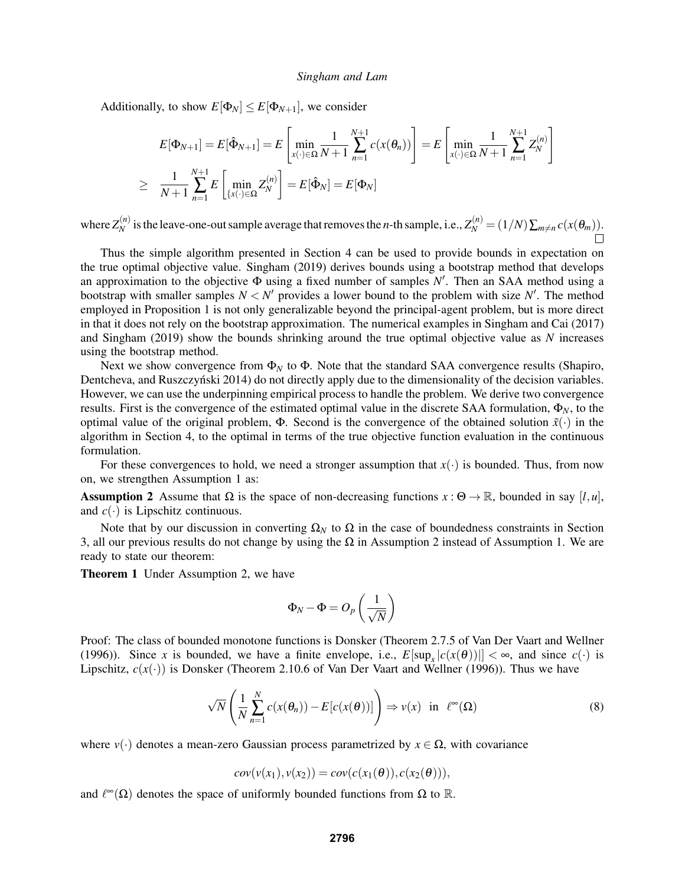Additionally, to show $E[\Phi_N] \leq E[\Phi_{N+1}]$, we consider

$$
\begin{aligned}
& E[\Phi_{N+1}] = E[\hat{\Phi}_{N+1}] = E\left[\min_{x(\cdot)\in\Omega} \frac{1}{N+1}\sum_{n=1}^{N+1} c(x(\theta_n))\right] = E\left[\min_{x(\cdot)\in\Omega} \frac{1}{N+1}\sum_{n=1}^{N+1} Z_N^{(n)}\right] \\
\geq \quad & \frac{1}{N+1}\sum_{n=1}^{N+1} E\left[\min_{\{x(\cdot)\in\Omega} Z_N^{(n)}\right] = E[\hat{\Phi}_N] = E[\Phi_N]
\end{aligned}
$$

where $Z_N^{(n)}$ is the leave-one-out sample average that removes the $n$-th sample, i.e., $Z_N^{(n)} = (1/N)\sum_{m\neq n} c(x(\theta_m))$. $\square$

Thus the simple algorithm presented in Section 4 can be used to provide bounds in expectation on the true optimal objective value. Singham (2019) derives bounds using a bootstrap method that develops an approximation to the objective $\Phi$ using a fixed number of samples $N'$. Then an SAA method using a bootstrap with smaller samples $N < N'$ provides a lower bound to the problem with size $N'$. The method employed in Proposition 1 is not only generalizable beyond the principal-agent problem, but is more direct in that it does not rely on the bootstrap approximation. The numerical examples in Singham and Cai (2017) and Singham (2019) show the bounds shrinking around the true optimal objective value as $N$ increases using the bootstrap method.

Next we show convergence from $\Phi_N$ to $\Phi$. Note that the standard SAA convergence results (Shapiro, Dentcheva, and Ruszczyński 2014) do not directly apply due to the dimensionality of the decision variables. However, we can use the underpinning empirical process to handle the problem. We derive two convergence results. First is the convergence of the estimated optimal value in the discrete SAA formulation, $\Phi_N$, to the optimal value of the original problem, $\Phi$. Second is the convergence of the obtained solution $\tilde{x}(\cdot)$ in the algorithm in Section 4, to the optimal in terms of the true objective function evaluation in the continuous formulation.

For these convergences to hold, we need a stronger assumption that $x(\cdot)$ is bounded. Thus, from now on, we strengthen Assumption 1 as:

**Assumption 2** Assume that $\Omega$ is the space of non-decreasing functions $x : \Theta \to \mathbb{R}$, bounded in say $[l,u]$, and $c(\cdot)$ is Lipschitz continuous.

Note that by our discussion in converting $\Omega_N$ to $\Omega$ in the case of boundedness constraints in Section 3, all our previous results do not change by using the $\Omega$ in Assumption 2 instead of Assumption 1. We are ready to state our theorem:

**Theorem 1** Under Assumption 2, we have

$$
\Phi_N - \Phi = O_p\left(\frac{1}{\sqrt{N}}\right)
$$

Proof: The class of bounded monotone functions is Donsker (Theorem 2.7.5 of Van Der Vaart and Wellner (1996)). Since $x$ is bounded, we have a finite envelope, i.e., $E[\sup_x |c(x(\theta))|] < \infty$, and since $c(\cdot)$ is Lipschitz, $c(x(\cdot))$ is Donsker (Theorem 2.10.6 of Van Der Vaart and Wellner (1996)). Thus we have

$$
\sqrt{N}\left(\frac{1}{N}\sum_{n=1}^{N} c(x(\theta_n)) - E[c(x(\theta))]\right) \Rightarrow v(x) \text{ in } \ell^\infty(\Omega) \tag{8}
$$

where $v(\cdot)$ denotes a mean-zero Gaussian process parametrized by $x \in \Omega$, with covariance

$$
cov(v(x_1), v(x_2)) = cov(c(x_1(\theta)), c(x_2(\theta))),
$$

and $\ell^\infty(\Omega)$ denotes the space of uniformly bounded functions from $\Omega$ to $\mathbb{R}$.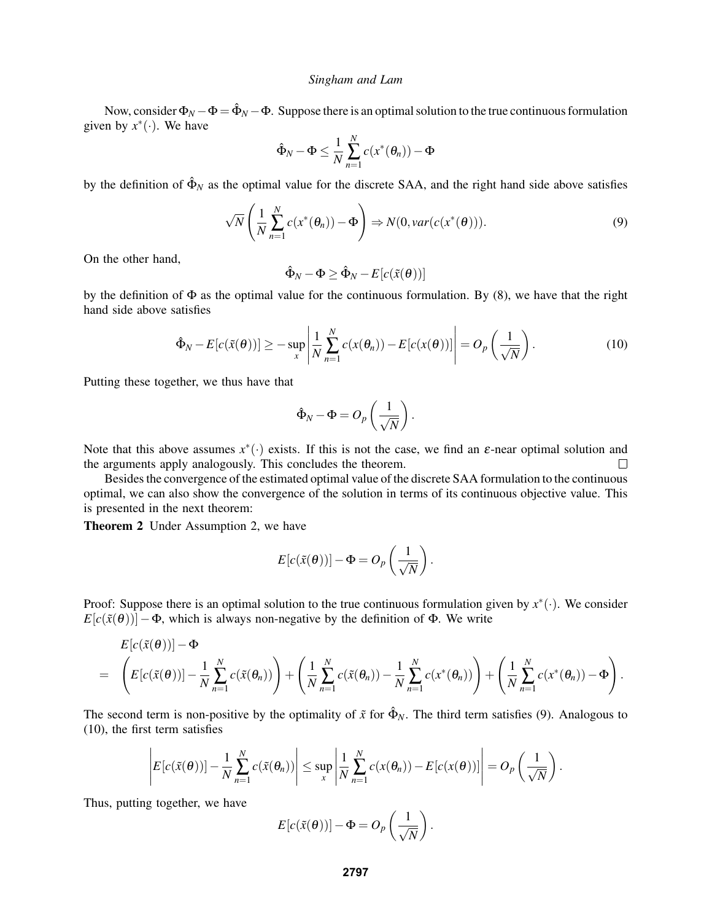Now, consider $\Phi_N - \Phi = \hat{\Phi}_N - \Phi$. Suppose there is an optimal solution to the true continuous formulation given by $x^*(\cdot)$. We have

$$\hat{\Phi}_N - \Phi \leq \frac{1}{N}\sum_{n=1}^{N} c(x^*(\theta_n)) - \Phi$$

by the definition of $\hat{\Phi}_N$ as the optimal value for the discrete SAA, and the right hand side above satisfies

$$\sqrt{N}\left(\frac{1}{N}\sum_{n=1}^{N} c(x^*(\theta_n)) - \Phi\right) \Rightarrow N(0, var(c(x^*(\theta)))). \tag{9}$$

On the other hand,

$$\hat{\Phi}_N - \Phi \geq \hat{\Phi}_N - E[c(\tilde{x}(\theta))]$$

by the definition of $\Phi$ as the optimal value for the continuous formulation. By (8), we have that the right hand side above satisfies

$$\hat{\Phi}_N - E[c(\tilde{x}(\theta))] \geq -\sup_x \left|\frac{1}{N}\sum_{n=1}^{N} c(x(\theta_n)) - E[c(x(\theta))]\right| = O_p\left(\frac{1}{\sqrt{N}}\right). \tag{10}$$

Putting these together, we thus have that

$$\hat{\Phi}_N - \Phi = O_p\left(\frac{1}{\sqrt{N}}\right).$$

Note that this above assumes $x^*(\cdot)$ exists. If this is not the case, we find an $\varepsilon$-near optimal solution and the arguments apply analogously. This concludes the theorem. $\square$

Besides the convergence of the estimated optimal value of the discrete SAA formulation to the continuous optimal, we can also show the convergence of the solution in terms of its continuous objective value. This is presented in the next theorem:

**Theorem 2** Under Assumption 2, we have

$$E[c(\tilde{x}(\theta))] - \Phi = O_p\left(\frac{1}{\sqrt{N}}\right).$$

Proof: Suppose there is an optimal solution to the true continuous formulation given by $x^*(\cdot)$. We consider $E[c(\tilde{x}(\theta))] - \Phi$, which is always non-negative by the definition of $\Phi$. We write

$$\begin{aligned}
& E[c(\tilde{x}(\theta))] - \Phi \\
= \quad & \left(E[c(\tilde{x}(\theta))] - \frac{1}{N}\sum_{n=1}^{N} c(\tilde{x}(\theta_n))\right) + \left(\frac{1}{N}\sum_{n=1}^{N} c(\tilde{x}(\theta_n)) - \frac{1}{N}\sum_{n=1}^{N} c(x^*(\theta_n))\right) + \left(\frac{1}{N}\sum_{n=1}^{N} c(x^*(\theta_n)) - \Phi\right).
\end{aligned}$$

The second term is non-positive by the optimality of $\tilde{x}$ for $\hat{\Phi}_N$. The third term satisfies (9). Analogous to (10), the first term satisfies

$$\left|E[c(\tilde{x}(\theta))] - \frac{1}{N}\sum_{n=1}^{N} c(\tilde{x}(\theta_n))\right| \leq \sup_x \left|\frac{1}{N}\sum_{n=1}^{N} c(x(\theta_n)) - E[c(x(\theta))]\right| = O_p\left(\frac{1}{\sqrt{N}}\right).$$

Thus, putting together, we have

$$E[c(\tilde{x}(\theta))] - \Phi = O_p\left(\frac{1}{\sqrt{N}}\right).$$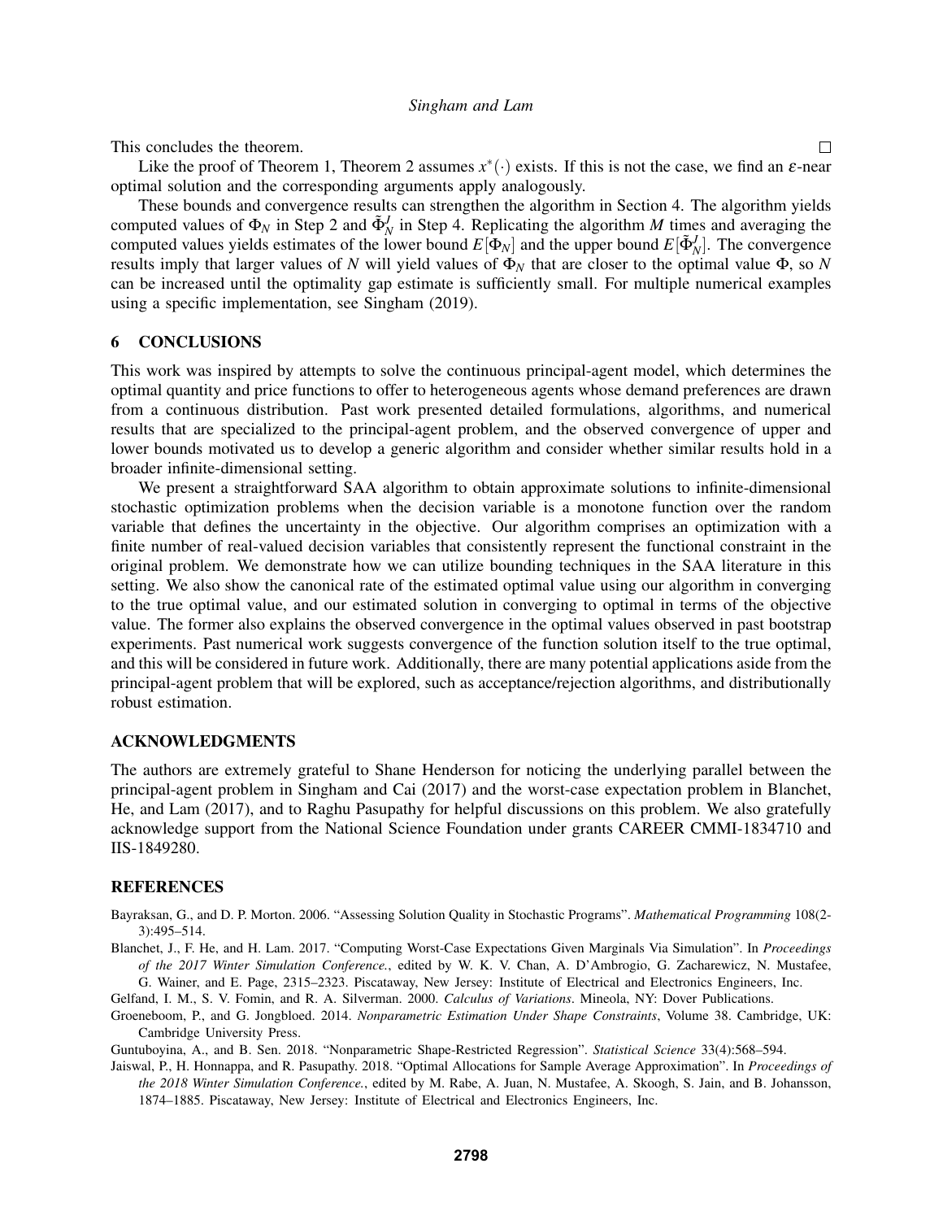This concludes the theorem. □

Like the proof of Theorem 1, Theorem 2 assumes $x^*(\cdot)$ exists. If this is not the case, we find an $\varepsilon$-near optimal solution and the corresponding arguments apply analogously.

These bounds and convergence results can strengthen the algorithm in Section 4. The algorithm yields computed values of $\Phi_N$ in Step 2 and $\tilde{\Phi}_N^J$ in Step 4. Replicating the algorithm $M$ times and averaging the computed values yields estimates of the lower bound $E[\Phi_N]$ and the upper bound $E[\tilde{\Phi}_N^J]$. The convergence results imply that larger values of $N$ will yield values of $\Phi_N$ that are closer to the optimal value $\Phi$, so $N$ can be increased until the optimality gap estimate is sufficiently small. For multiple numerical examples using a specific implementation, see Singham (2019).

## 6 CONCLUSIONS

This work was inspired by attempts to solve the continuous principal-agent model, which determines the optimal quantity and price functions to offer to heterogeneous agents whose demand preferences are drawn from a continuous distribution. Past work presented detailed formulations, algorithms, and numerical results that are specialized to the principal-agent problem, and the observed convergence of upper and lower bounds motivated us to develop a generic algorithm and consider whether similar results hold in a broader infinite-dimensional setting.

We present a straightforward SAA algorithm to obtain approximate solutions to infinite-dimensional stochastic optimization problems when the decision variable is a monotone function over the random variable that defines the uncertainty in the objective. Our algorithm comprises an optimization with a finite number of real-valued decision variables that consistently represent the functional constraint in the original problem. We demonstrate how we can utilize bounding techniques in the SAA literature in this setting. We also show the canonical rate of the estimated optimal value using our algorithm in converging to the true optimal value, and our estimated solution in converging to optimal in terms of the objective value. The former also explains the observed convergence in the optimal values observed in past bootstrap experiments. Past numerical work suggests convergence of the function solution itself to the true optimal, and this will be considered in future work. Additionally, there are many potential applications aside from the principal-agent problem that will be explored, such as acceptance/rejection algorithms, and distributionally robust estimation.

## ACKNOWLEDGMENTS

The authors are extremely grateful to Shane Henderson for noticing the underlying parallel between the principal-agent problem in Singham and Cai (2017) and the worst-case expectation problem in Blanchet, He, and Lam (2017), and to Raghu Pasupathy for helpful discussions on this problem. We also gratefully acknowledge support from the National Science Foundation under grants CAREER CMMI-1834710 and IIS-1849280.

## REFERENCES

Bayraksan, G., and D. P. Morton. 2006. "Assessing Solution Quality in Stochastic Programs". *Mathematical Programming* 108(2-3):495–514.

Blanchet, J., F. He, and H. Lam. 2017. "Computing Worst-Case Expectations Given Marginals Via Simulation". In *Proceedings of the 2017 Winter Simulation Conference.*, edited by W. K. V. Chan, A. D'Ambrogio, G. Zacharewicz, N. Mustafee, G. Wainer, and E. Page, 2315–2323. Piscataway, New Jersey: Institute of Electrical and Electronics Engineers, Inc.

Gelfand, I. M., S. V. Fomin, and R. A. Silverman. 2000. *Calculus of Variations*. Mineola, NY: Dover Publications.

Groeneboom, P., and G. Jongbloed. 2014. *Nonparametric Estimation Under Shape Constraints*, Volume 38. Cambridge, UK: Cambridge University Press.

Guntuboyina, A., and B. Sen. 2018. "Nonparametric Shape-Restricted Regression". *Statistical Science* 33(4):568–594.

Jaiswal, P., H. Honnappa, and R. Pasupathy. 2018. "Optimal Allocations for Sample Average Approximation". In *Proceedings of the 2018 Winter Simulation Conference.*, edited by M. Rabe, A. Juan, N. Mustafee, A. Skoogh, S. Jain, and B. Johansson, 1874–1885. Piscataway, New Jersey: Institute of Electrical and Electronics Engineers, Inc.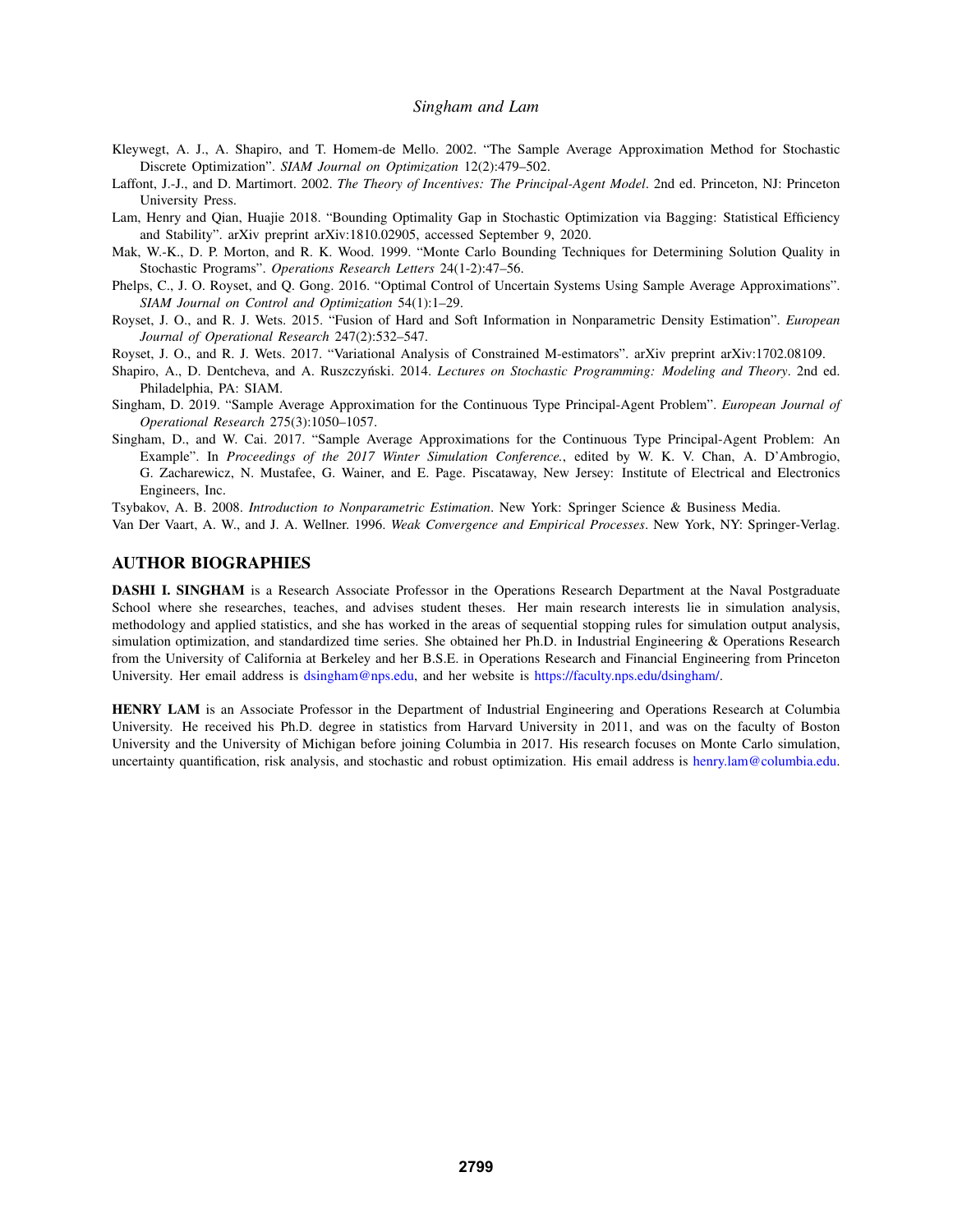Kleywegt, A. J., A. Shapiro, and T. Homem-de Mello. 2002. "The Sample Average Approximation Method for Stochastic Discrete Optimization". *SIAM Journal on Optimization* 12(2):479–502.

Laffont, J.-J., and D. Martimort. 2002. *The Theory of Incentives: The Principal-Agent Model*. 2nd ed. Princeton, NJ: Princeton University Press.

Lam, Henry and Qian, Huajie 2018. "Bounding Optimality Gap in Stochastic Optimization via Bagging: Statistical Efficiency and Stability". arXiv preprint arXiv:1810.02905, accessed September 9, 2020.

Mak, W.-K., D. P. Morton, and R. K. Wood. 1999. "Monte Carlo Bounding Techniques for Determining Solution Quality in Stochastic Programs". *Operations Research Letters* 24(1-2):47–56.

Phelps, C., J. O. Royset, and Q. Gong. 2016. "Optimal Control of Uncertain Systems Using Sample Average Approximations". *SIAM Journal on Control and Optimization* 54(1):1–29.

Royset, J. O., and R. J. Wets. 2015. "Fusion of Hard and Soft Information in Nonparametric Density Estimation". *European Journal of Operational Research* 247(2):532–547.

Royset, J. O., and R. J. Wets. 2017. "Variational Analysis of Constrained M-estimators". arXiv preprint arXiv:1702.08109.

Shapiro, A., D. Dentcheva, and A. Ruszczyński. 2014. *Lectures on Stochastic Programming: Modeling and Theory*. 2nd ed. Philadelphia, PA: SIAM.

Singham, D. 2019. "Sample Average Approximation for the Continuous Type Principal-Agent Problem". *European Journal of Operational Research* 275(3):1050–1057.

Singham, D., and W. Cai. 2017. "Sample Average Approximations for the Continuous Type Principal-Agent Problem: An Example". In *Proceedings of the 2017 Winter Simulation Conference.*, edited by W. K. V. Chan, A. D'Ambrogio, G. Zacharewicz, N. Mustafee, G. Wainer, and E. Page. Piscataway, New Jersey: Institute of Electrical and Electronics Engineers, Inc.

Tsybakov, A. B. 2008. *Introduction to Nonparametric Estimation*. New York: Springer Science & Business Media.

Van Der Vaart, A. W., and J. A. Wellner. 1996. *Weak Convergence and Empirical Processes*. New York, NY: Springer-Verlag.

## AUTHOR BIOGRAPHIES

**DASHI I. SINGHAM** is a Research Associate Professor in the Operations Research Department at the Naval Postgraduate School where she researches, teaches, and advises student theses. Her main research interests lie in simulation analysis, methodology and applied statistics, and she has worked in the areas of sequential stopping rules for simulation output analysis, simulation optimization, and standardized time series. She obtained her Ph.D. in Industrial Engineering & Operations Research from the University of California at Berkeley and her B.S.E. in Operations Research and Financial Engineering from Princeton University. Her email address is dsingham@nps.edu, and her website is https://faculty.nps.edu/dsingham/.

**HENRY LAM** is an Associate Professor in the Department of Industrial Engineering and Operations Research at Columbia University. He received his Ph.D. degree in statistics from Harvard University in 2011, and was on the faculty of Boston University and the University of Michigan before joining Columbia in 2017. His research focuses on Monte Carlo simulation, uncertainty quantification, risk analysis, and stochastic and robust optimization. His email address is henry.lam@columbia.edu.